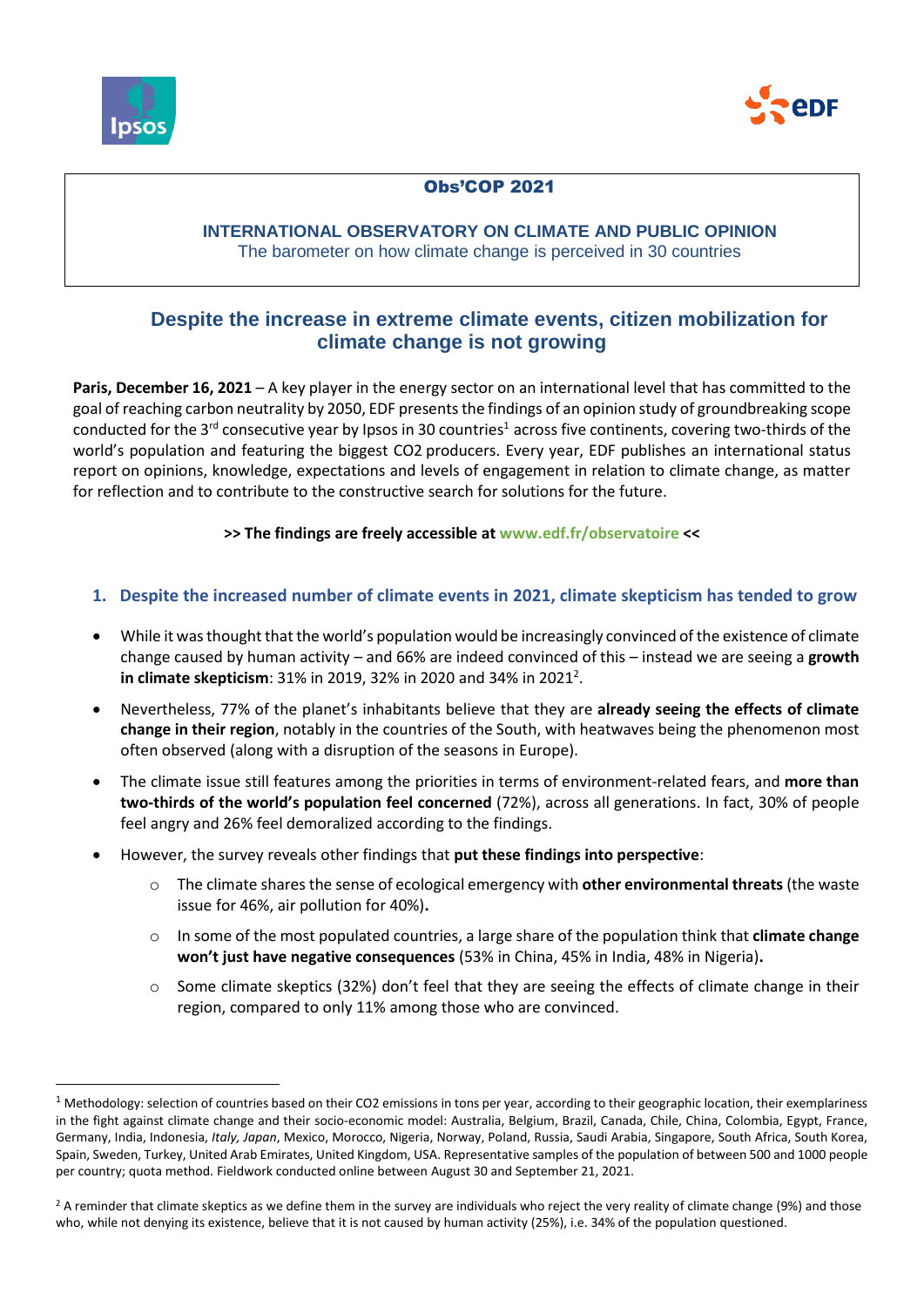**Obs'COP 2021**

**INTERNATIONAL OBSERVATORY ON CLIMATE AND PUBLIC OPINION**
The barometer on how climate change is perceived in 30 countries

# Despite the increase in extreme climate events, citizen mobilization for climate change is not growing

**Paris, December 16, 2021** – A key player in the energy sector on an international level that has committed to the goal of reaching carbon neutrality by 2050, EDF presents the findings of an opinion study of groundbreaking scope conducted for the 3rd consecutive year by Ipsos in 30 countries[1] across five continents, covering two-thirds of the world's population and featuring the biggest CO2 producers. Every year, EDF publishes an international status report on opinions, knowledge, expectations and levels of engagement in relation to climate change, as matter for reflection and to contribute to the constructive search for solutions for the future.

**>> The findings are freely accessible at www.edf.fr/observatoire <<**

## 1. Despite the increased number of climate events in 2021, climate skepticism has tended to grow

- While it was thought that the world's population would be increasingly convinced of the existence of climate change caused by human activity – and 66% are indeed convinced of this – instead we are seeing a **growth in climate skepticism**: 31% in 2019, 32% in 2020 and 34% in 2021[2].
- Nevertheless, 77% of the planet's inhabitants believe that they are **already seeing the effects of climate change in their region**, notably in the countries of the South, with heatwaves being the phenomenon most often observed (along with a disruption of the seasons in Europe).
- The climate issue still features among the priorities in terms of environment-related fears, and **more than two-thirds of the world's population feel concerned** (72%), across all generations. In fact, 30% of people feel angry and 26% feel demoralized according to the findings.
- However, the survey reveals other findings that **put these findings into perspective**:
  - The climate shares the sense of ecological emergency with **other environmental threats** (the waste issue for 46%, air pollution for 40%)**.**
  - In some of the most populated countries, a large share of the population think that **climate change won't just have negative consequences** (53% in China, 45% in India, 48% in Nigeria)**.**
  - Some climate skeptics (32%) don't feel that they are seeing the effects of climate change in their region, compared to only 11% among those who are convinced.

---

[1] Methodology: selection of countries based on their CO2 emissions in tons per year, according to their geographic location, their exemplariness in the fight against climate change and their socio-economic model: Australia, Belgium, Brazil, Canada, Chile, China, Colombia, Egypt, France, Germany, India, Indonesia, *Italy, Japan*, Mexico, Morocco, Nigeria, Norway, Poland, Russia, Saudi Arabia, Singapore, South Africa, South Korea, Spain, Sweden, Turkey, United Arab Emirates, United Kingdom, USA. Representative samples of the population of between 500 and 1000 people per country; quota method. Fieldwork conducted online between August 30 and September 21, 2021.

[2] A reminder that climate skeptics as we define them in the survey are individuals who reject the very reality of climate change (9%) and those who, while not denying its existence, believe that it is not caused by human activity (25%), i.e. 34% of the population questioned.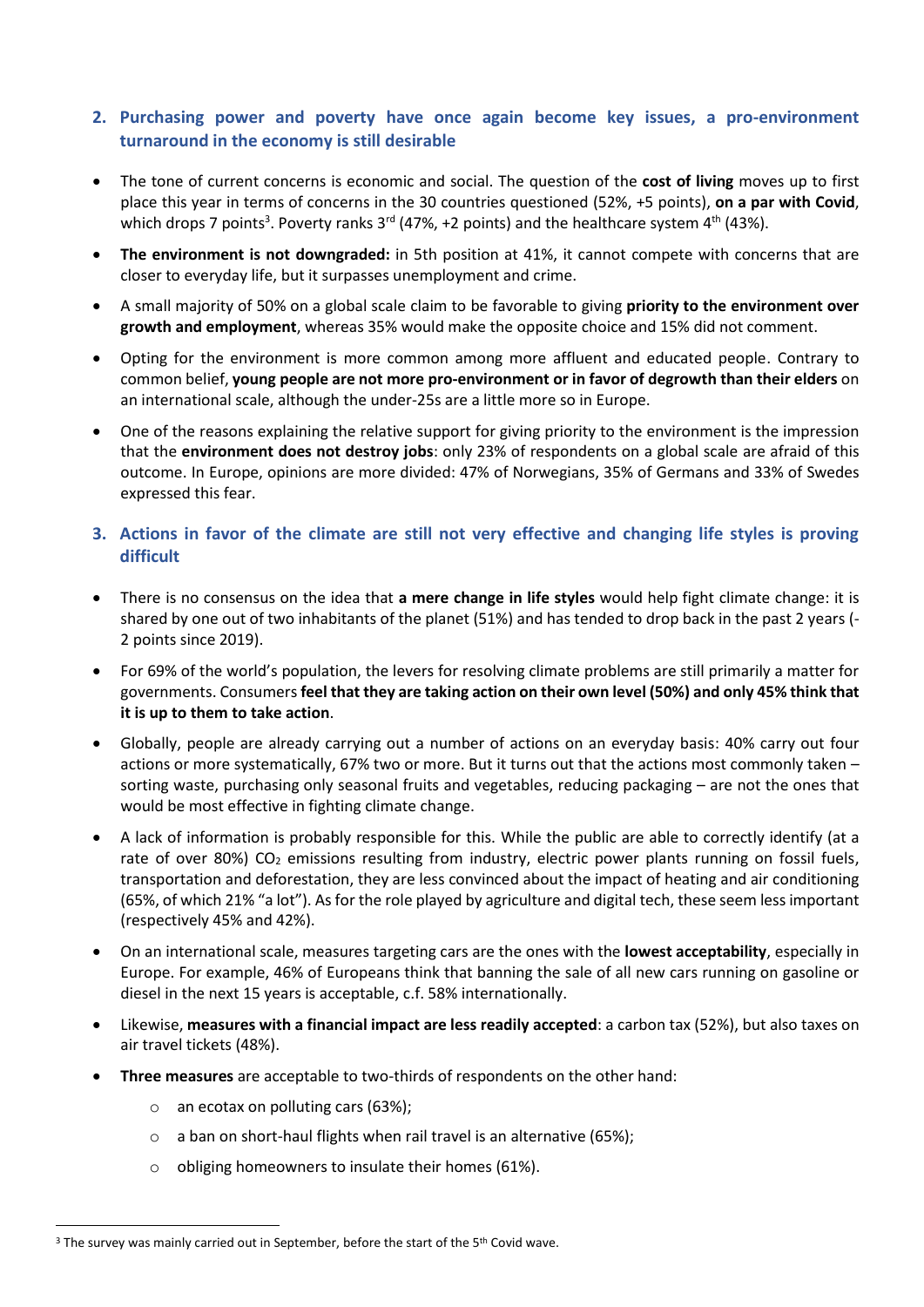## 2. Purchasing power and poverty have once again become key issues, a pro-environment turnaround in the economy is still desirable

- The tone of current concerns is economic and social. The question of the **cost of living** moves up to first place this year in terms of concerns in the 30 countries questioned (52%, +5 points), **on a par with Covid**, which drops 7 points[3]. Poverty ranks 3rd (47%, +2 points) and the healthcare system 4th (43%).
- **The environment is not downgraded:** in 5th position at 41%, it cannot compete with concerns that are closer to everyday life, but it surpasses unemployment and crime.
- A small majority of 50% on a global scale claim to be favorable to giving **priority to the environment over growth and employment**, whereas 35% would make the opposite choice and 15% did not comment.
- Opting for the environment is more common among more affluent and educated people. Contrary to common belief, **young people are not more pro-environment or in favor of degrowth than their elders** on an international scale, although the under-25s are a little more so in Europe.
- One of the reasons explaining the relative support for giving priority to the environment is the impression that the **environment does not destroy jobs**: only 23% of respondents on a global scale are afraid of this outcome. In Europe, opinions are more divided: 47% of Norwegians, 35% of Germans and 33% of Swedes expressed this fear.

## 3. Actions in favor of the climate are still not very effective and changing life styles is proving difficult

- There is no consensus on the idea that **a mere change in life styles** would help fight climate change: it is shared by one out of two inhabitants of the planet (51%) and has tended to drop back in the past 2 years (-2 points since 2019).
- For 69% of the world's population, the levers for resolving climate problems are still primarily a matter for governments. Consumers **feel that they are taking action on their own level (50%) and only 45% think that it is up to them to take action**.
- Globally, people are already carrying out a number of actions on an everyday basis: 40% carry out four actions or more systematically, 67% two or more. But it turns out that the actions most commonly taken – sorting waste, purchasing only seasonal fruits and vegetables, reducing packaging – are not the ones that would be most effective in fighting climate change.
- A lack of information is probably responsible for this. While the public are able to correctly identify (at a rate of over 80%) $CO_2$ emissions resulting from industry, electric power plants running on fossil fuels, transportation and deforestation, they are less convinced about the impact of heating and air conditioning (65%, of which 21% "a lot"). As for the role played by agriculture and digital tech, these seem less important (respectively 45% and 42%).
- On an international scale, measures targeting cars are the ones with the **lowest acceptability**, especially in Europe. For example, 46% of Europeans think that banning the sale of all new cars running on gasoline or diesel in the next 15 years is acceptable, c.f. 58% internationally.
- Likewise, **measures with a financial impact are less readily accepted**: a carbon tax (52%), but also taxes on air travel tickets (48%).
- **Three measures** are acceptable to two-thirds of respondents on the other hand:
  - an ecotax on polluting cars (63%);
  - a ban on short-haul flights when rail travel is an alternative (65%);
  - obliging homeowners to insulate their homes (61%).

[3] The survey was mainly carried out in September, before the start of the 5th Covid wave.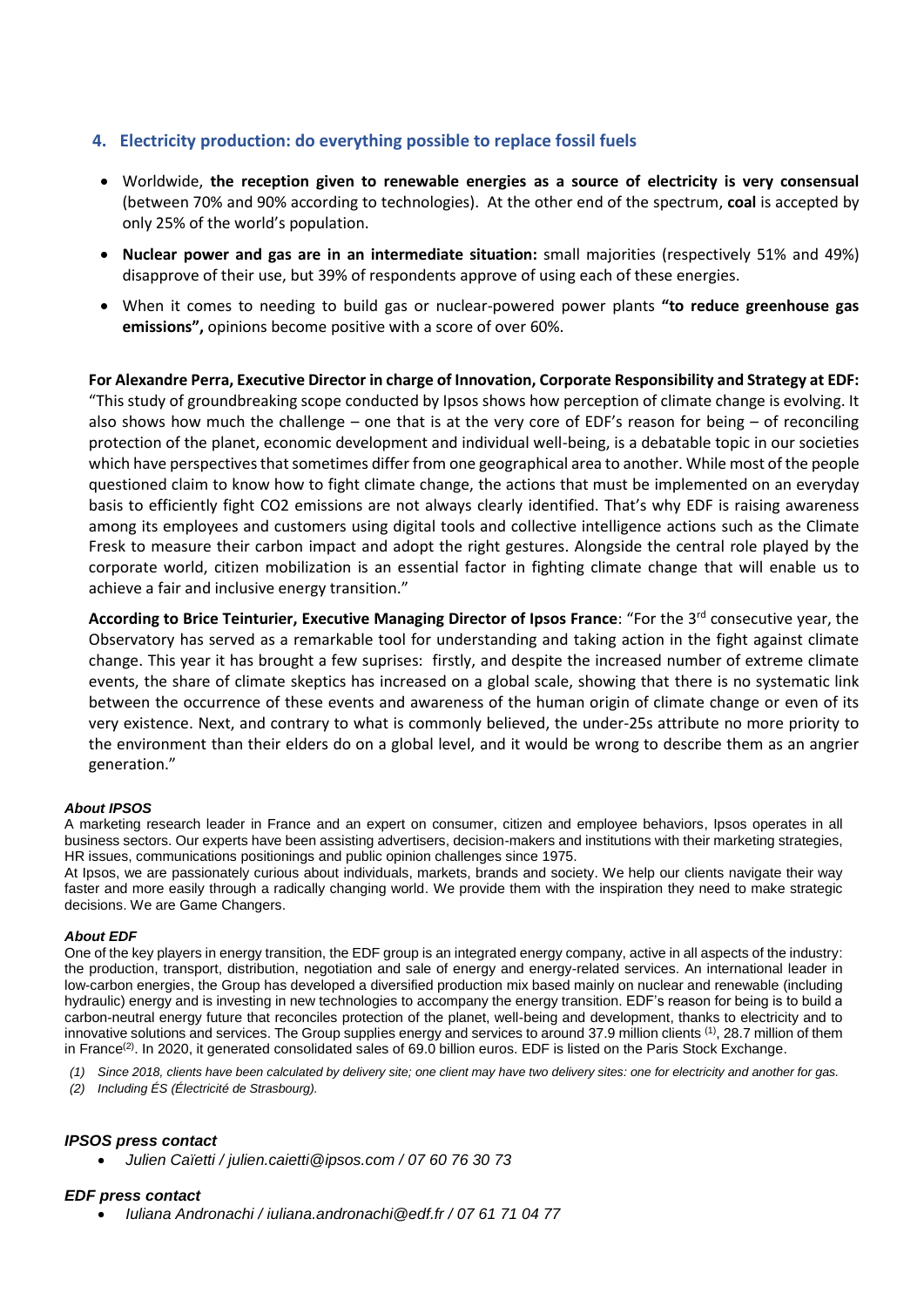## 4. Electricity production: do everything possible to replace fossil fuels

- Worldwide, **the reception given to renewable energies as a source of electricity is very consensual** (between 70% and 90% according to technologies). At the other end of the spectrum, **coal** is accepted by only 25% of the world's population.
- **Nuclear power and gas are in an intermediate situation:** small majorities (respectively 51% and 49%) disapprove of their use, but 39% of respondents approve of using each of these energies.
- When it comes to needing to build gas or nuclear-powered power plants **"to reduce greenhouse gas emissions",** opinions become positive with a score of over 60%.

**For Alexandre Perra, Executive Director in charge of Innovation, Corporate Responsibility and Strategy at EDF:** "This study of groundbreaking scope conducted by Ipsos shows how perception of climate change is evolving. It also shows how much the challenge – one that is at the very core of EDF's reason for being – of reconciling protection of the planet, economic development and individual well-being, is a debatable topic in our societies which have perspectives that sometimes differ from one geographical area to another. While most of the people questioned claim to know how to fight climate change, the actions that must be implemented on an everyday basis to efficiently fight CO2 emissions are not always clearly identified. That's why EDF is raising awareness among its employees and customers using digital tools and collective intelligence actions such as the Climate Fresk to measure their carbon impact and adopt the right gestures. Alongside the central role played by the corporate world, citizen mobilization is an essential factor in fighting climate change that will enable us to achieve a fair and inclusive energy transition."

**According to Brice Teinturier, Executive Managing Director of Ipsos France**: "For the 3rd consecutive year, the Observatory has served as a remarkable tool for understanding and taking action in the fight against climate change. This year it has brought a few suprises: firstly, and despite the increased number of extreme climate events, the share of climate skeptics has increased on a global scale, showing that there is no systematic link between the occurrence of these events and awareness of the human origin of climate change or even of its very existence. Next, and contrary to what is commonly believed, the under-25s attribute no more priority to the environment than their elders do on a global level, and it would be wrong to describe them as an angrier generation."

***About IPSOS***

A marketing research leader in France and an expert on consumer, citizen and employee behaviors, Ipsos operates in all business sectors. Our experts have been assisting advertisers, decision-makers and institutions with their marketing strategies, HR issues, communications positionings and public opinion challenges since 1975.

At Ipsos, we are passionately curious about individuals, markets, brands and society. We help our clients navigate their way faster and more easily through a radically changing world. We provide them with the inspiration they need to make strategic decisions. We are Game Changers.

***About EDF***

One of the key players in energy transition, the EDF group is an integrated energy company, active in all aspects of the industry: the production, transport, distribution, negotiation and sale of energy and energy-related services. An international leader in low-carbon energies, the Group has developed a diversified production mix based mainly on nuclear and renewable (including hydraulic) energy and is investing in new technologies to accompany the energy transition. EDF's reason for being is to build a carbon-neutral energy future that reconciles protection of the planet, well-being and development, thanks to electricity and to innovative solutions and services. The Group supplies energy and services to around 37.9 million clients [(1)], 28.7 million of them in France[(2)]. In 2020, it generated consolidated sales of 69.0 billion euros. EDF is listed on the Paris Stock Exchange.

*(1) Since 2018, clients have been calculated by delivery site; one client may have two delivery sites: one for electricity and another for gas.*
*(2) Including ÉS (Électricité de Strasbourg).*

***IPSOS press contact***

- *Julien Caïetti / julien.caietti@ipsos.com / 07 60 76 30 73*

***EDF press contact***

- *Iuliana Andronachi / iuliana.andronachi@edf.fr / 07 61 71 04 77*